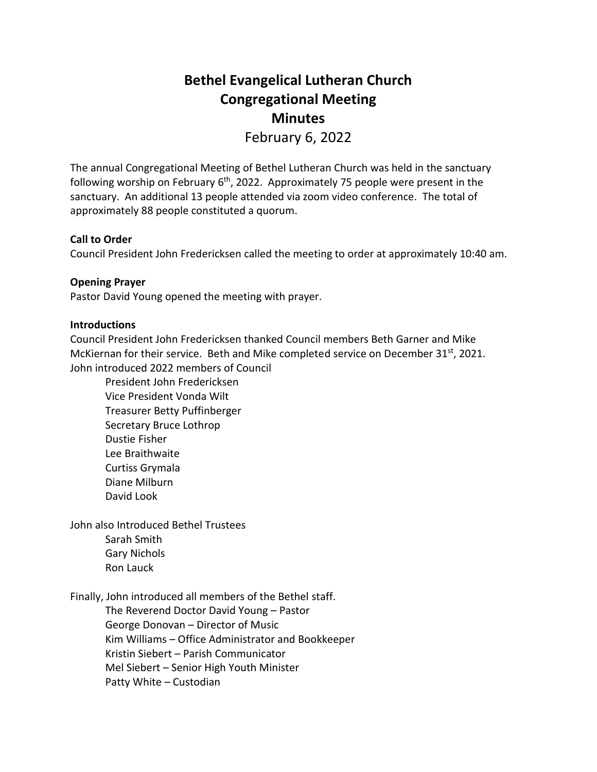# Bethel Evangelical Lutheran Church
# Congregational Meeting
# Minutes

February 6, 2022

The annual Congregational Meeting of Bethel Lutheran Church was held in the sanctuary following worship on February 6th, 2022. Approximately 75 people were present in the sanctuary. An additional 13 people attended via zoom video conference. The total of approximately 88 people constituted a quorum.

**Call to Order**

Council President John Fredericksen called the meeting to order at approximately 10:40 am.

**Opening Prayer**

Pastor David Young opened the meeting with prayer.

**Introductions**

Council President John Fredericksen thanked Council members Beth Garner and Mike McKiernan for their service. Beth and Mike completed service on December 31st, 2021. John introduced 2022 members of Council

- President John Fredericksen
- Vice President Vonda Wilt
- Treasurer Betty Puffinberger
- Secretary Bruce Lothrop
- Dustie Fisher
- Lee Braithwaite
- Curtiss Grymala
- Diane Milburn
- David Look

John also Introduced Bethel Trustees

- Sarah Smith
- Gary Nichols
- Ron Lauck

Finally, John introduced all members of the Bethel staff.

- The Reverend Doctor David Young – Pastor
- George Donovan – Director of Music
- Kim Williams – Office Administrator and Bookkeeper
- Kristin Siebert – Parish Communicator
- Mel Siebert – Senior High Youth Minister
- Patty White – Custodian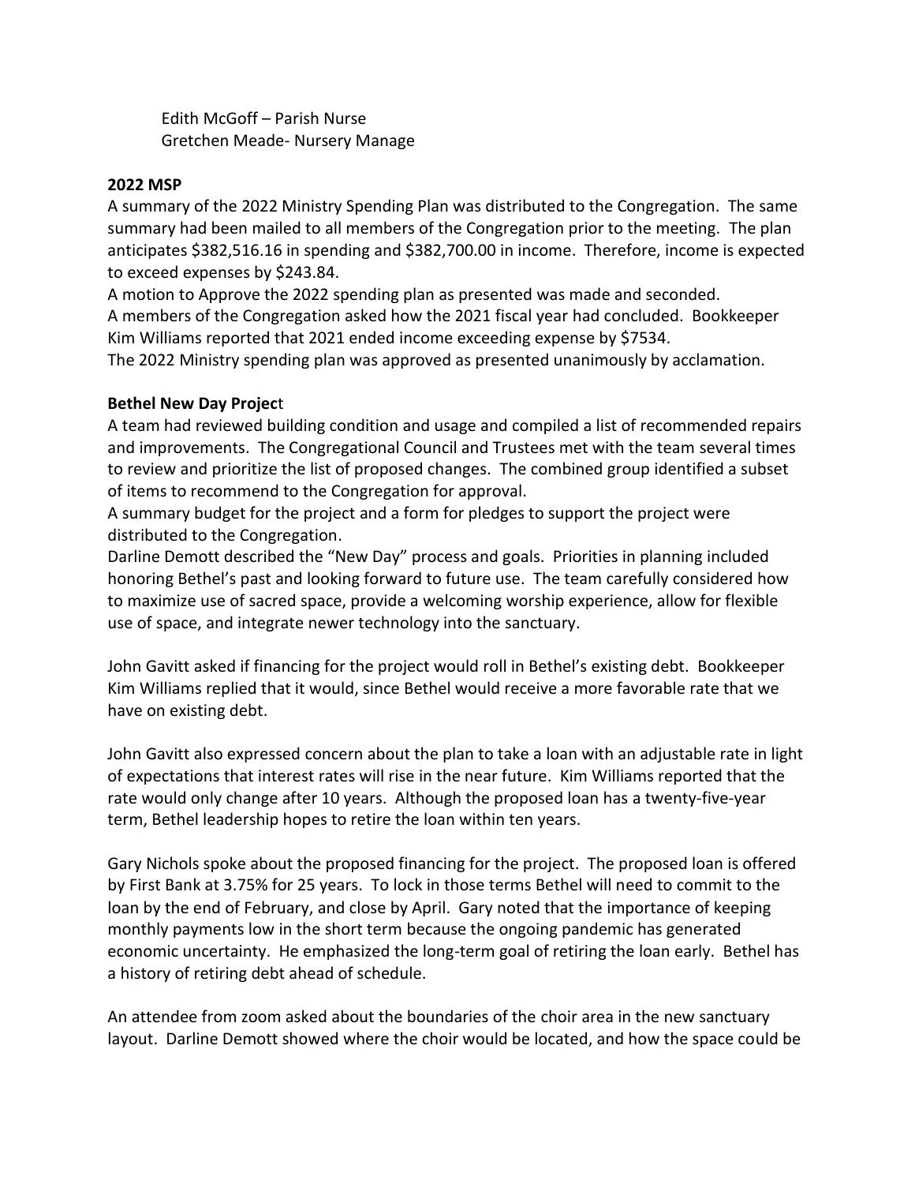Edith McGoff – Parish Nurse
Gretchen Meade- Nursery Manage

**2022 MSP**

A summary of the 2022 Ministry Spending Plan was distributed to the Congregation. The same summary had been mailed to all members of the Congregation prior to the meeting. The plan anticipates $382,516.16 in spending and $382,700.00 in income. Therefore, income is expected to exceed expenses by $243.84.

A motion to Approve the 2022 spending plan as presented was made and seconded.

A members of the Congregation asked how the 2021 fiscal year had concluded. Bookkeeper Kim Williams reported that 2021 ended income exceeding expense by $7534.

The 2022 Ministry spending plan was approved as presented unanimously by acclamation.

**Bethel New Day Project**

A team had reviewed building condition and usage and compiled a list of recommended repairs and improvements. The Congregational Council and Trustees met with the team several times to review and prioritize the list of proposed changes. The combined group identified a subset of items to recommend to the Congregation for approval.

A summary budget for the project and a form for pledges to support the project were distributed to the Congregation.

Darline Demott described the "New Day" process and goals. Priorities in planning included honoring Bethel's past and looking forward to future use. The team carefully considered how to maximize use of sacred space, provide a welcoming worship experience, allow for flexible use of space, and integrate newer technology into the sanctuary.

John Gavitt asked if financing for the project would roll in Bethel's existing debt. Bookkeeper Kim Williams replied that it would, since Bethel would receive a more favorable rate that we have on existing debt.

John Gavitt also expressed concern about the plan to take a loan with an adjustable rate in light of expectations that interest rates will rise in the near future. Kim Williams reported that the rate would only change after 10 years. Although the proposed loan has a twenty-five-year term, Bethel leadership hopes to retire the loan within ten years.

Gary Nichols spoke about the proposed financing for the project. The proposed loan is offered by First Bank at 3.75% for 25 years. To lock in those terms Bethel will need to commit to the loan by the end of February, and close by April. Gary noted that the importance of keeping monthly payments low in the short term because the ongoing pandemic has generated economic uncertainty. He emphasized the long-term goal of retiring the loan early. Bethel has a history of retiring debt ahead of schedule.

An attendee from zoom asked about the boundaries of the choir area in the new sanctuary layout. Darline Demott showed where the choir would be located, and how the space could be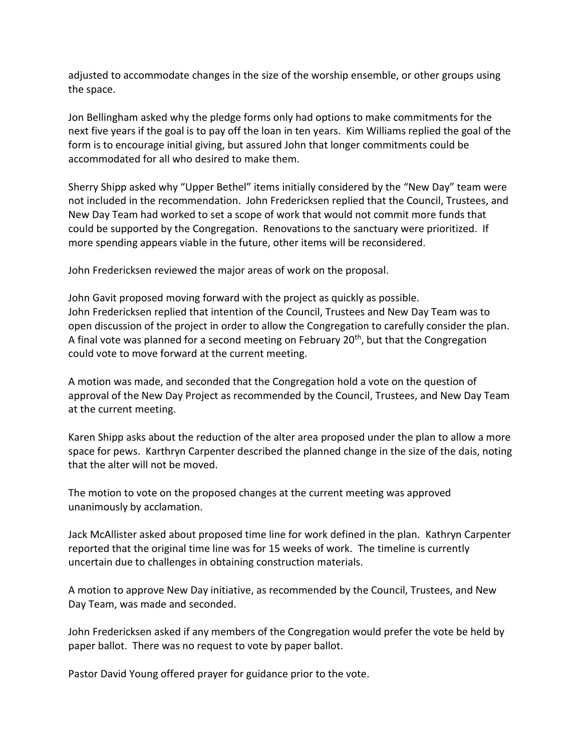adjusted to accommodate changes in the size of the worship ensemble, or other groups using the space.

Jon Bellingham asked why the pledge forms only had options to make commitments for the next five years if the goal is to pay off the loan in ten years. Kim Williams replied the goal of the form is to encourage initial giving, but assured John that longer commitments could be accommodated for all who desired to make them.

Sherry Shipp asked why "Upper Bethel" items initially considered by the "New Day" team were not included in the recommendation. John Fredericksen replied that the Council, Trustees, and New Day Team had worked to set a scope of work that would not commit more funds that could be supported by the Congregation. Renovations to the sanctuary were prioritized. If more spending appears viable in the future, other items will be reconsidered.

John Fredericksen reviewed the major areas of work on the proposal.

John Gavit proposed moving forward with the project as quickly as possible.
John Fredericksen replied that intention of the Council, Trustees and New Day Team was to open discussion of the project in order to allow the Congregation to carefully consider the plan. A final vote was planned for a second meeting on February 20th, but that the Congregation could vote to move forward at the current meeting.

A motion was made, and seconded that the Congregation hold a vote on the question of approval of the New Day Project as recommended by the Council, Trustees, and New Day Team at the current meeting.

Karen Shipp asks about the reduction of the alter area proposed under the plan to allow a more space for pews. Karthryn Carpenter described the planned change in the size of the dais, noting that the alter will not be moved.

The motion to vote on the proposed changes at the current meeting was approved unanimously by acclamation.

Jack McAllister asked about proposed time line for work defined in the plan. Kathryn Carpenter reported that the original time line was for 15 weeks of work. The timeline is currently uncertain due to challenges in obtaining construction materials.

A motion to approve New Day initiative, as recommended by the Council, Trustees, and New Day Team, was made and seconded.

John Fredericksen asked if any members of the Congregation would prefer the vote be held by paper ballot. There was no request to vote by paper ballot.

Pastor David Young offered prayer for guidance prior to the vote.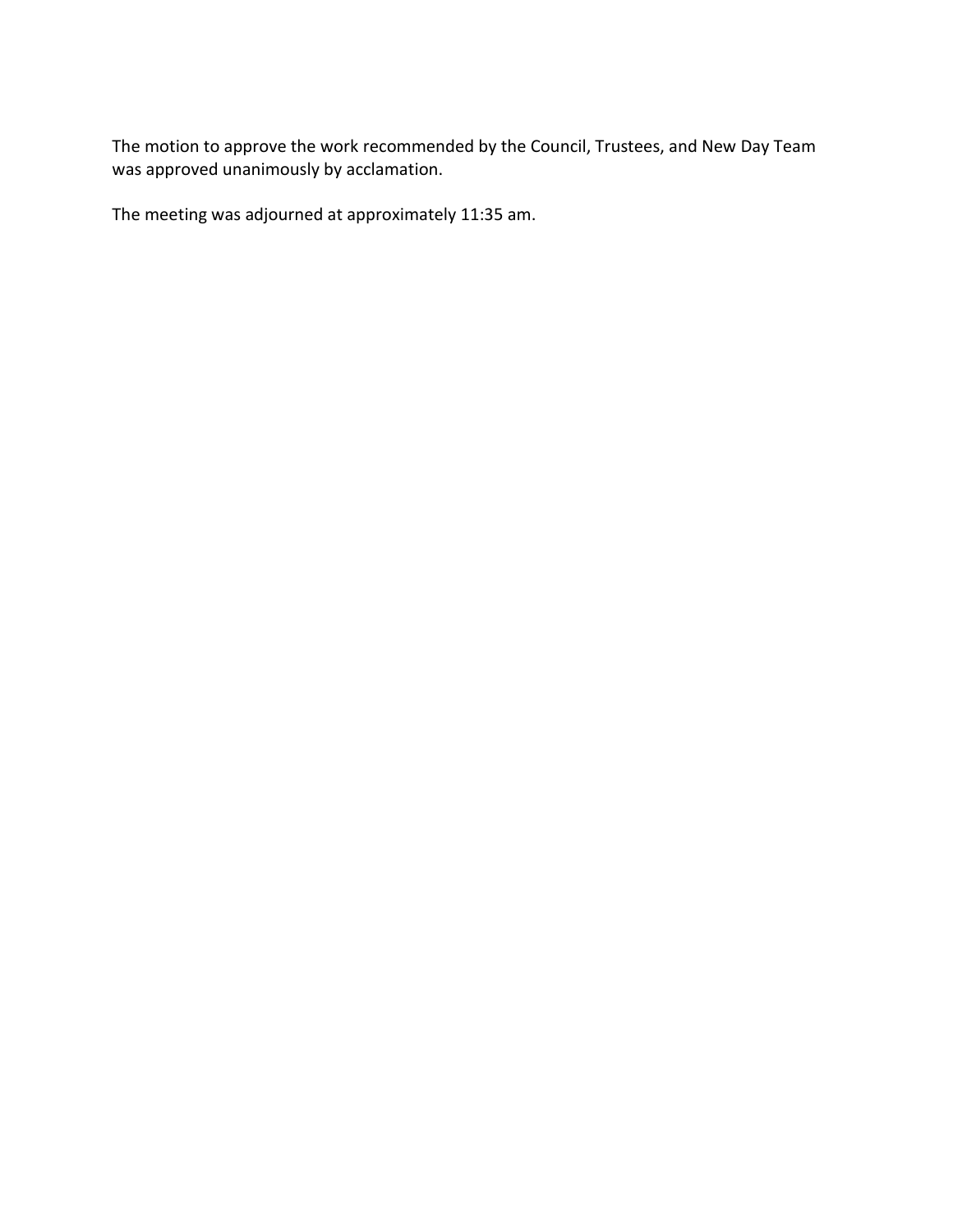The motion to approve the work recommended by the Council, Trustees, and New Day Team was approved unanimously by acclamation.

The meeting was adjourned at approximately 11:35 am.